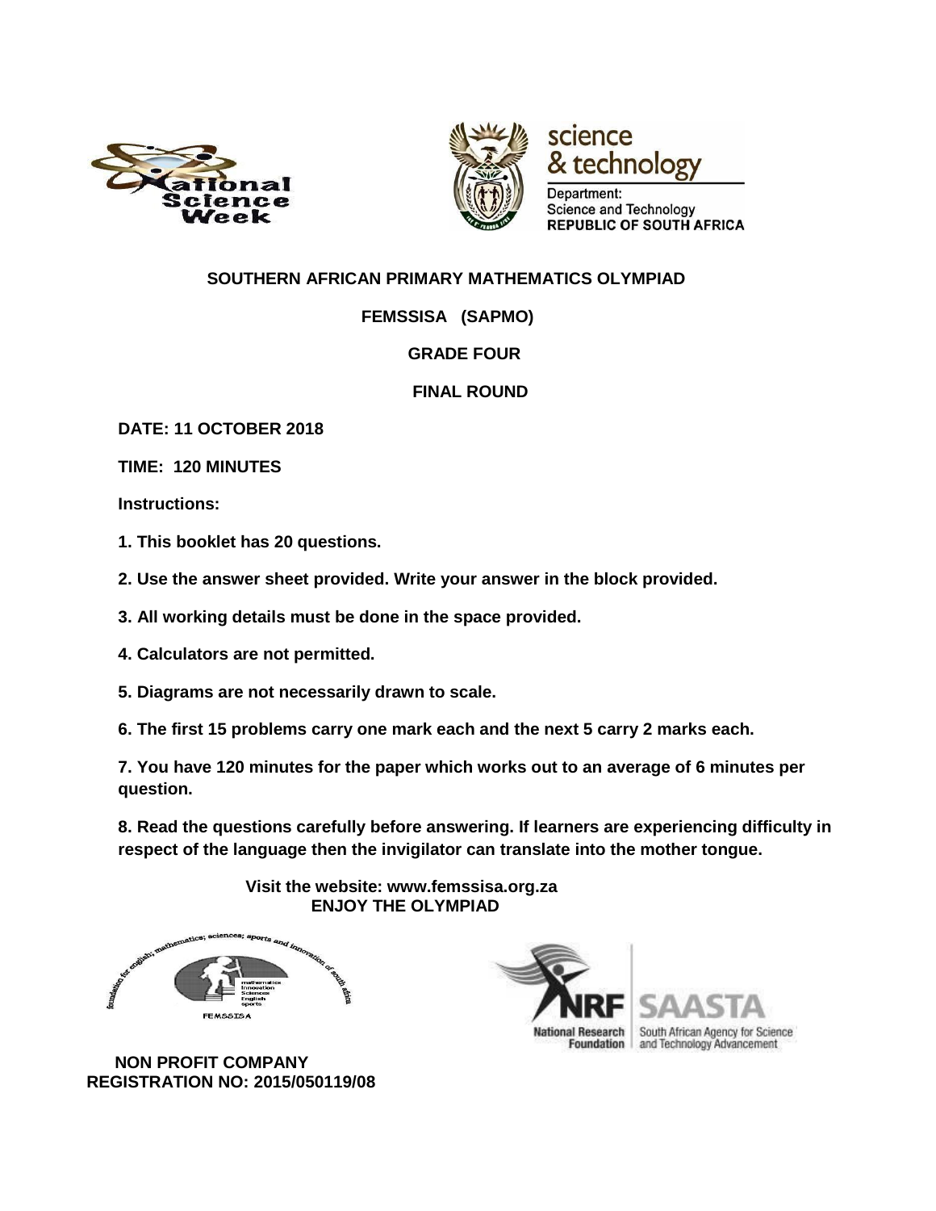science
& technology

Department:
Science and Technology
REPUBLIC OF SOUTH AFRICA

**SOUTHERN AFRICAN PRIMARY MATHEMATICS OLYMPIAD**

**FEMSSISA (SAPMO)**

**GRADE FOUR**

**FINAL ROUND**

**DATE: 11 OCTOBER 2018**

**TIME: 120 MINUTES**

**Instructions:**

**1. This booklet has 20 questions.**

**2. Use the answer sheet provided. Write your answer in the block provided.**

**3. All working details must be done in the space provided.**

**4. Calculators are not permitted.**

**5. Diagrams are not necessarily drawn to scale.**

**6. The first 15 problems carry one mark each and the next 5 carry 2 marks each.**

**7. You have 120 minutes for the paper which works out to an average of 6 minutes per question.**

**8. Read the questions carefully before answering. If learners are experiencing difficulty in respect of the language then the invigilator can translate into the mother tongue.**

**Visit the website: www.femssisa.org.za**
**ENJOY THE OLYMPIAD**

**NON PROFIT COMPANY**
**REGISTRATION NO: 2015/050119/08**

National Research Foundation | South African Agency for Science and Technology Advancement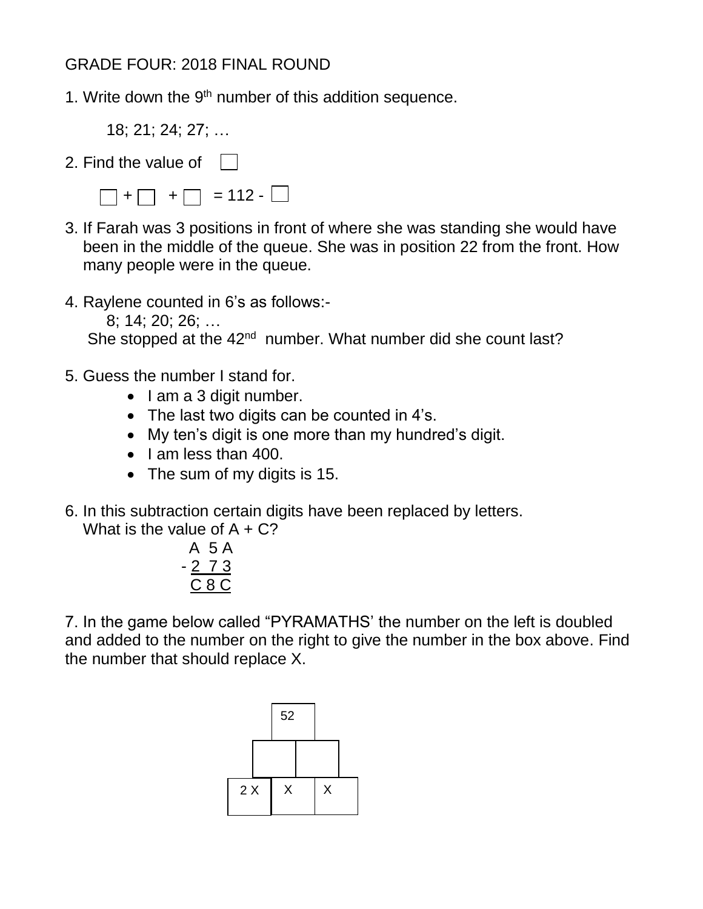GRADE FOUR: 2018 FINAL ROUND

1. Write down the 9th number of this addition sequence.

   18; 21; 24; 27; …

2. Find the value of ☐

   ☐ + ☐ + ☐ = 112 - ☐

3. If Farah was 3 positions in front of where she was standing she would have been in the middle of the queue. She was in position 22 from the front. How many people were in the queue.

4. Raylene counted in 6's as follows:-

   8; 14; 20; 26; …

   She stopped at the 42nd number. What number did she count last?

5. Guess the number I stand for.
   - I am a 3 digit number.
   - The last two digits can be counted in 4's.
   - My ten's digit is one more than my hundred's digit.
   - I am less than 400.
   - The sum of my digits is 15.

6. In this subtraction certain digits have been replaced by letters. What is the value of A + C?

```
  A 5 A
- 2 7 3
  C 8 C
```

7. In the game below called "PYRAMATHS' the number on the left is doubled and added to the number on the right to give the number in the box above. Find the number that should replace X.

|  | 52 |  |
|---|---|---|
|  |  |  |
| 2 X | X | X |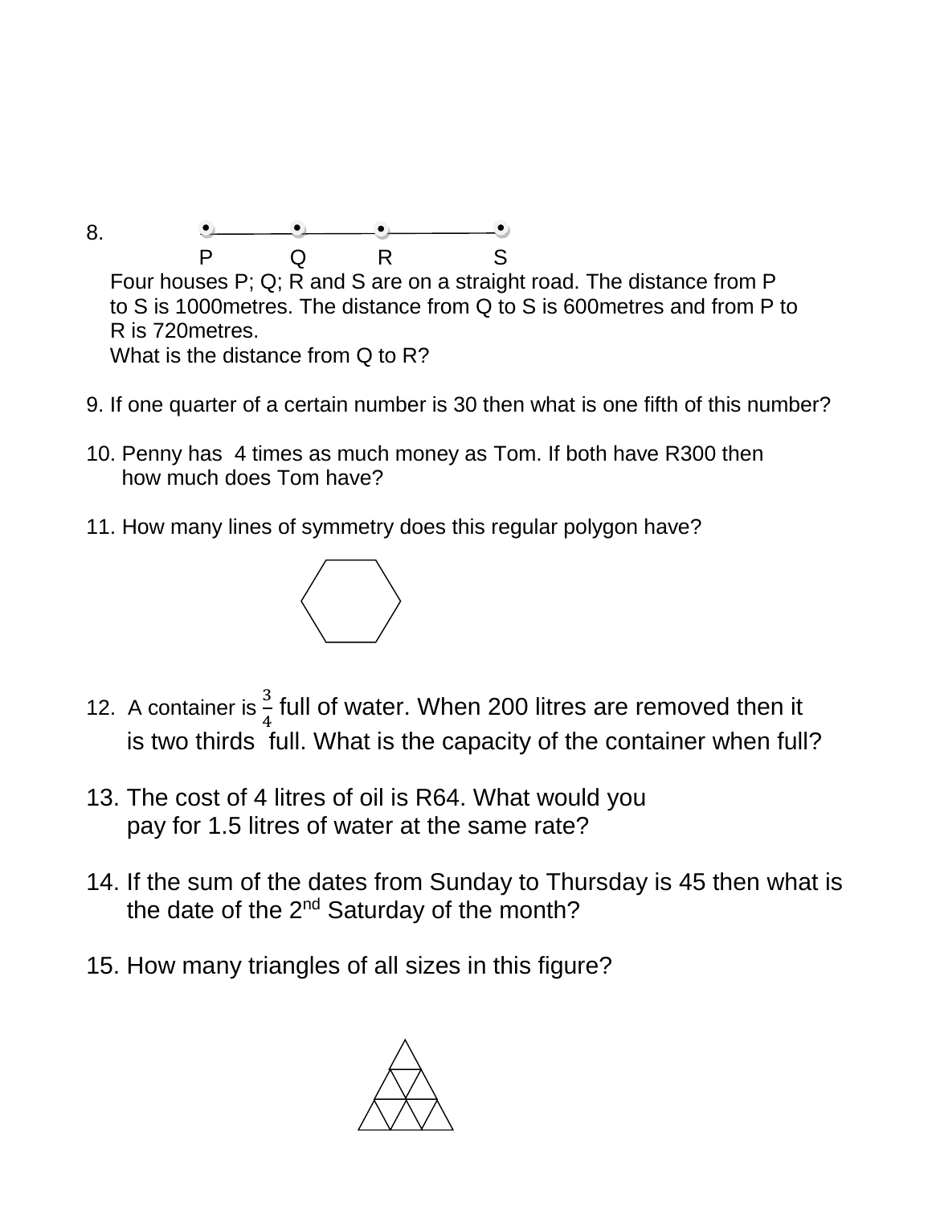8.

P Q R S

Four houses P; Q; R and S are on a straight road. The distance from P to S is 1000metres. The distance from Q to S is 600metres and from P to R is 720metres.
What is the distance from Q to R?

9. If one quarter of a certain number is 30 then what is one fifth of this number?

10. Penny has 4 times as much money as Tom. If both have R300 then how much does Tom have?

11. How many lines of symmetry does this regular polygon have?

12. A container is $\frac{3}{4}$ full of water. When 200 litres are removed then it is two thirds full. What is the capacity of the container when full?

13. The cost of 4 litres of oil is R64. What would you pay for 1.5 litres of water at the same rate?

14. If the sum of the dates from Sunday to Thursday is 45 then what is the date of the 2nd Saturday of the month?

15. How many triangles of all sizes in this figure?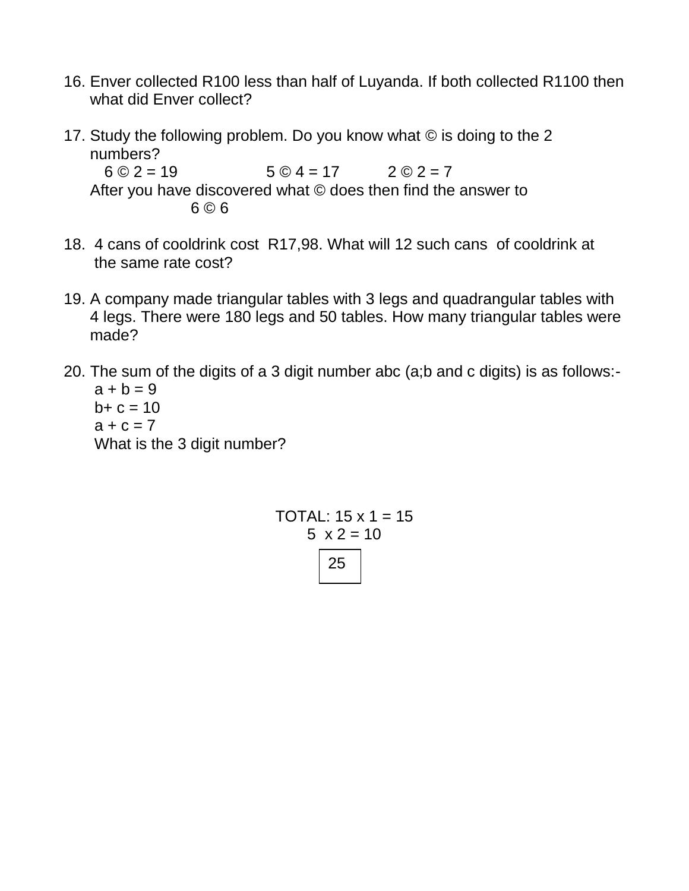16. Enver collected R100 less than half of Luyanda. If both collected R1100 then what did Enver collect?

17. Study the following problem. Do you know what © is doing to the 2 numbers?

    6 © 2 = 19          5 © 4 = 17          2 © 2 = 7

    After you have discovered what © does then find the answer to

    6 © 6

18. 4 cans of cooldrink cost R17,98. What will 12 such cans of cooldrink at the same rate cost?

19. A company made triangular tables with 3 legs and quadrangular tables with 4 legs. There were 180 legs and 50 tables. How many triangular tables were made?

20. The sum of the digits of a 3 digit number abc (a;b and c digits) is as follows:-

    $a + b = 9$

    $b + c = 10$

    $a + c = 7$

    What is the 3 digit number?

TOTAL: 15 x 1 = 15

5 x 2 = 10

| 25 |
|---|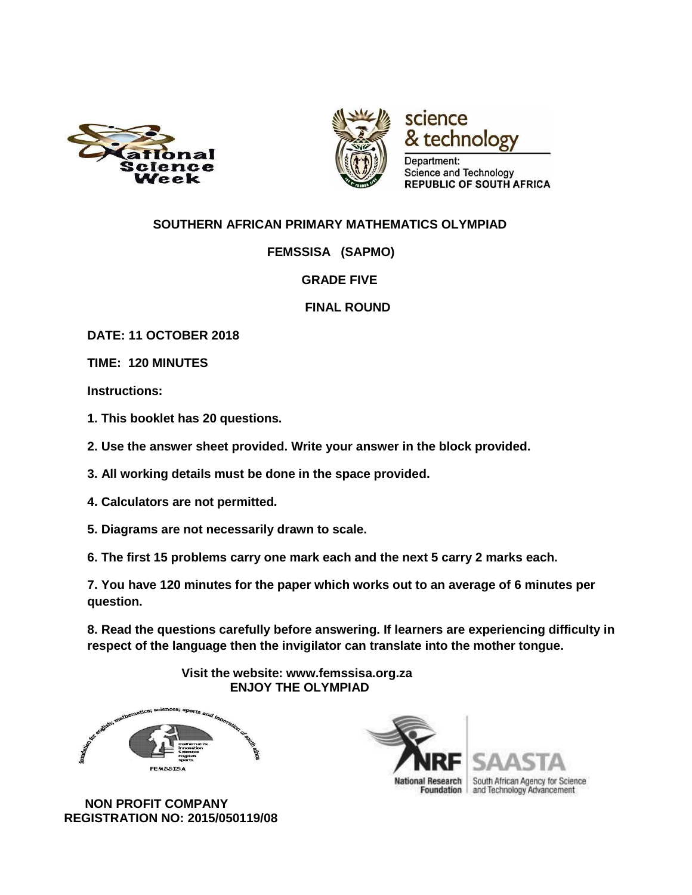**SOUTHERN AFRICAN PRIMARY MATHEMATICS OLYMPIAD**

**FEMSSISA (SAPMO)**

**GRADE FIVE**

**FINAL ROUND**

**DATE: 11 OCTOBER 2018**

**TIME: 120 MINUTES**

**Instructions:**

**1. This booklet has 20 questions.**

**2. Use the answer sheet provided. Write your answer in the block provided.**

**3. All working details must be done in the space provided.**

**4. Calculators are not permitted.**

**5. Diagrams are not necessarily drawn to scale.**

**6. The first 15 problems carry one mark each and the next 5 carry 2 marks each.**

**7. You have 120 minutes for the paper which works out to an average of 6 minutes per question.**

**8. Read the questions carefully before answering. If learners are experiencing difficulty in respect of the language then the invigilator can translate into the mother tongue.**

**Visit the website: www.femssisa.org.za**
**ENJOY THE OLYMPIAD**

**NON PROFIT COMPANY**
**REGISTRATION NO: 2015/050119/08**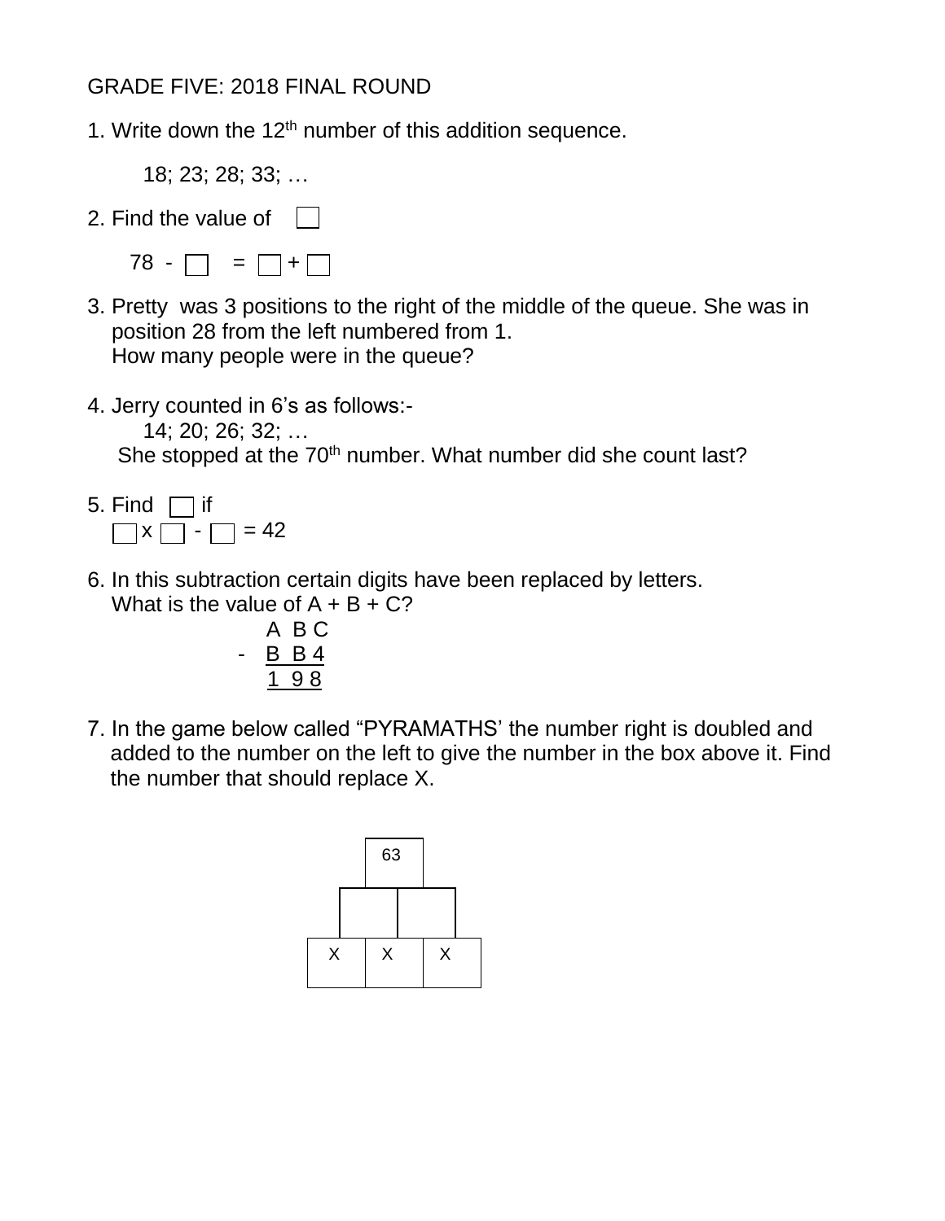GRADE FIVE: 2018 FINAL ROUND

1. Write down the 12th number of this addition sequence.

   18; 23; 28; 33; …

2. Find the value of ☐

   78 - ☐ = ☐ + ☐

3. Pretty was 3 positions to the right of the middle of the queue. She was in position 28 from the left numbered from 1.
   How many people were in the queue?

4. Jerry counted in 6's as follows:-
   14; 20; 26; 32; …
   She stopped at the 70th number. What number did she count last?

5. Find ☐ if
   ☐ x ☐ - ☐ = 42

6. In this subtraction certain digits have been replaced by letters.
   What is the value of A + B + C?

```
    A B C
 -  B B 4
    1 9 8
```

7. In the game below called "PYRAMATHS' the number right is doubled and added to the number on the left to give the number in the box above it. Find the number that should replace X.

```
        [ 63 ]
     [   ][   ]
   [ X ][ X ][ X ]
```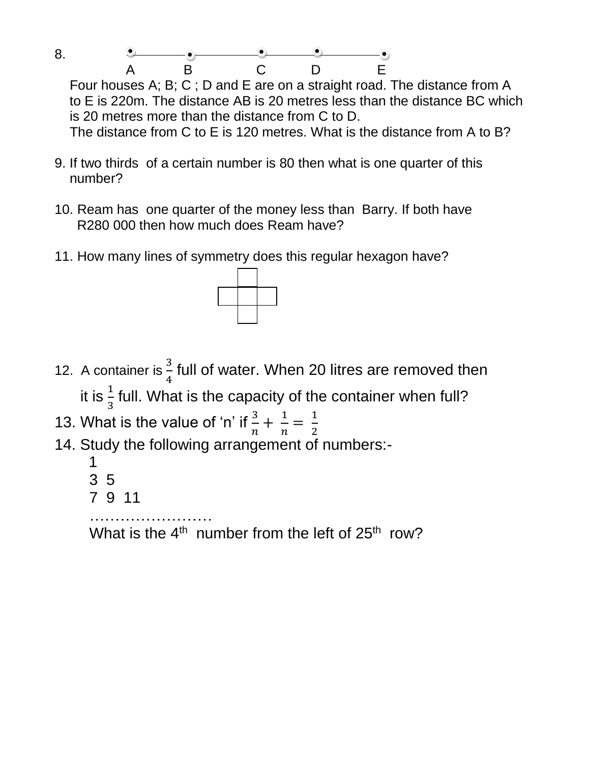8. A B C D E

Four houses A; B; C ; D and E are on a straight road. The distance from A to E is 220m. The distance AB is 20 metres less than the distance BC which is 20 metres more than the distance from C to D.
The distance from C to E is 120 metres. What is the distance from A to B?

9. If two thirds of a certain number is 80 then what is one quarter of this number?

10. Ream has one quarter of the money less than Barry. If both have R280 000 then how much does Ream have?

11. How many lines of symmetry does this regular hexagon have?

12. A container is $\frac{3}{4}$ full of water. When 20 litres are removed then it is $\frac{1}{3}$ full. What is the capacity of the container when full?

13. What is the value of 'n' if $\frac{3}{n} + \frac{1}{n} = \frac{1}{2}$

14. Study the following arrangement of numbers:-

1
3 5
7 9 11
……………………

What is the 4th number from the left of 25th row?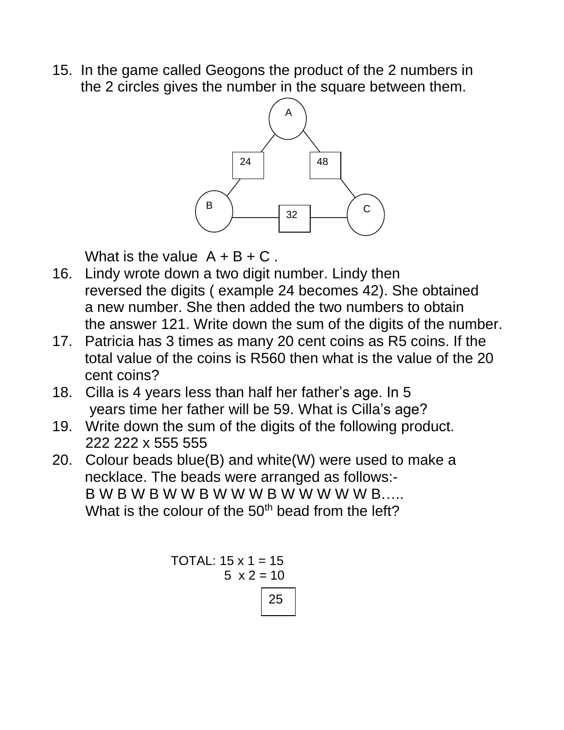15. In the game called Geogons the product of the 2 numbers in the 2 circles gives the number in the square between them.

A, B, C (circles); 24 (between A and B), 48 (between A and C), 32 (between B and C)

What is the value A + B + C .

16. Lindy wrote down a two digit number. Lindy then reversed the digits ( example 24 becomes 42). She obtained a new number. She then added the two numbers to obtain the answer 121. Write down the sum of the digits of the number.

17. Patricia has 3 times as many 20 cent coins as R5 coins. If the total value of the coins is R560 then what is the value of the 20 cent coins?

18. Cilla is 4 years less than half her father's age. In 5 years time her father will be 59. What is Cilla's age?

19. Write down the sum of the digits of the following product.
222 222 x 555 555

20. Colour beads blue(B) and white(W) were used to make a necklace. The beads were arranged as follows:-
B W B W B W W B W W W B W W W W W B…..
What is the colour of the 50th bead from the left?

TOTAL: 15 x 1 = 15
5 x 2 = 10

| 25 |
|---|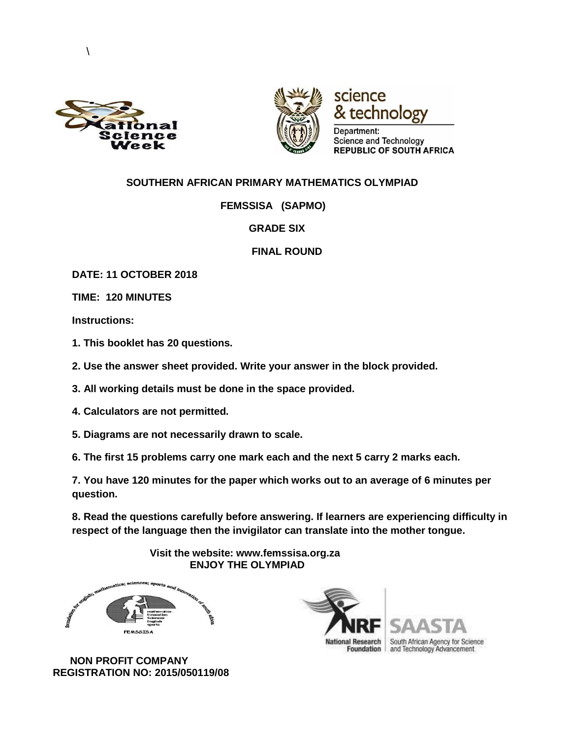\

**SOUTHERN AFRICAN PRIMARY MATHEMATICS OLYMPIAD**

**FEMSSISA (SAPMO)**

**GRADE SIX**

**FINAL ROUND**

**DATE: 11 OCTOBER 2018**

**TIME: 120 MINUTES**

**Instructions:**

**1. This booklet has 20 questions.**

**2. Use the answer sheet provided. Write your answer in the block provided.**

**3. All working details must be done in the space provided.**

**4. Calculators are not permitted.**

**5. Diagrams are not necessarily drawn to scale.**

**6. The first 15 problems carry one mark each and the next 5 carry 2 marks each.**

**7. You have 120 minutes for the paper which works out to an average of 6 minutes per question.**

**8. Read the questions carefully before answering. If learners are experiencing difficulty in respect of the language then the invigilator can translate into the mother tongue.**

**Visit the website: www.femssisa.org.za**
**ENJOY THE OLYMPIAD**

**NON PROFIT COMPANY**
**REGISTRATION NO: 2015/050119/08**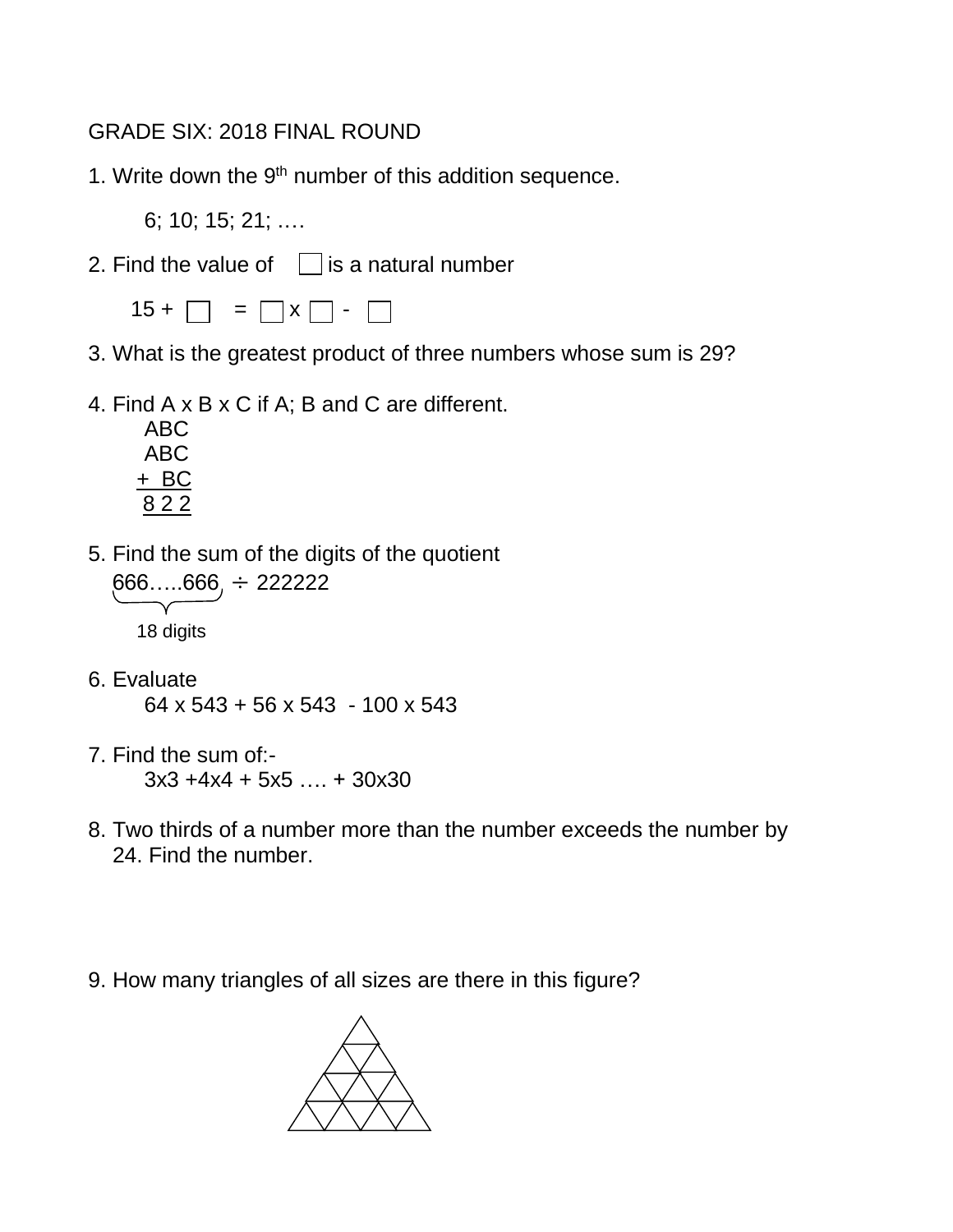GRADE SIX: 2018 FINAL ROUND

1. Write down the 9th number of this addition sequence.

   6; 10; 15; 21; ….

2. Find the value of ☐ is a natural number

   15 + ☐ = ☐ x ☐ - ☐

3. What is the greatest product of three numbers whose sum is 29?

4. Find A x B x C if A; B and C are different.

```
  ABC
  ABC
+  BC
  8 2 2
```

5. Find the sum of the digits of the quotient

   $\underbrace{666\ldots..666}_{\text{18 digits}} \div 222222$

6. Evaluate

   64 x 543 + 56 x 543 - 100 x 543

7. Find the sum of:-

   3x3 +4x4 + 5x5 …. + 30x30

8. Two thirds of a number more than the number exceeds the number by 24. Find the number.

9. How many triangles of all sizes are there in this figure?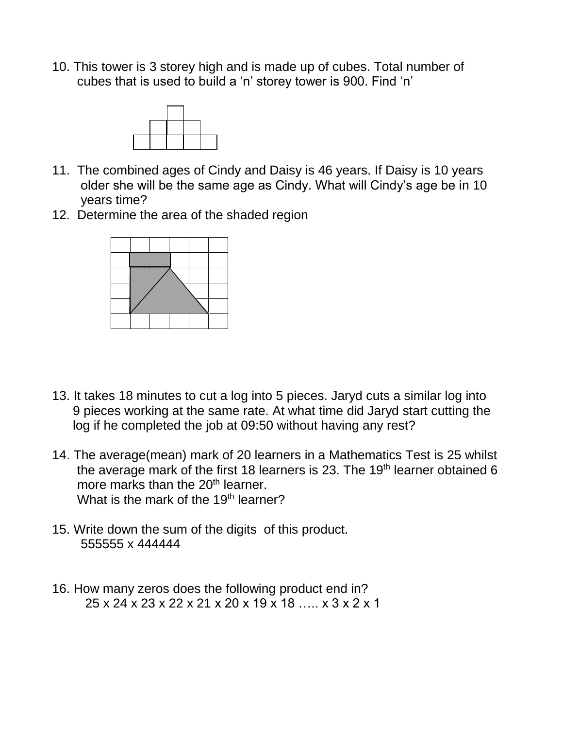10. This tower is 3 storey high and is made up of cubes. Total number of cubes that is used to build a 'n' storey tower is 900. Find 'n'

11. The combined ages of Cindy and Daisy is 46 years. If Daisy is 10 years older she will be the same age as Cindy. What will Cindy's age be in 10 years time?

12. Determine the area of the shaded region

13. It takes 18 minutes to cut a log into 5 pieces. Jaryd cuts a similar log into 9 pieces working at the same rate. At what time did Jaryd start cutting the log if he completed the job at 09:50 without having any rest?

14. The average(mean) mark of 20 learners in a Mathematics Test is 25 whilst the average mark of the first 18 learners is 23. The 19th learner obtained 6 more marks than the 20th learner.
    What is the mark of the 19th learner?

15. Write down the sum of the digits of this product.
    555555 x 444444

16. How many zeros does the following product end in?
    25 x 24 x 23 x 22 x 21 x 20 x 19 x 18 ….. x 3 x 2 x 1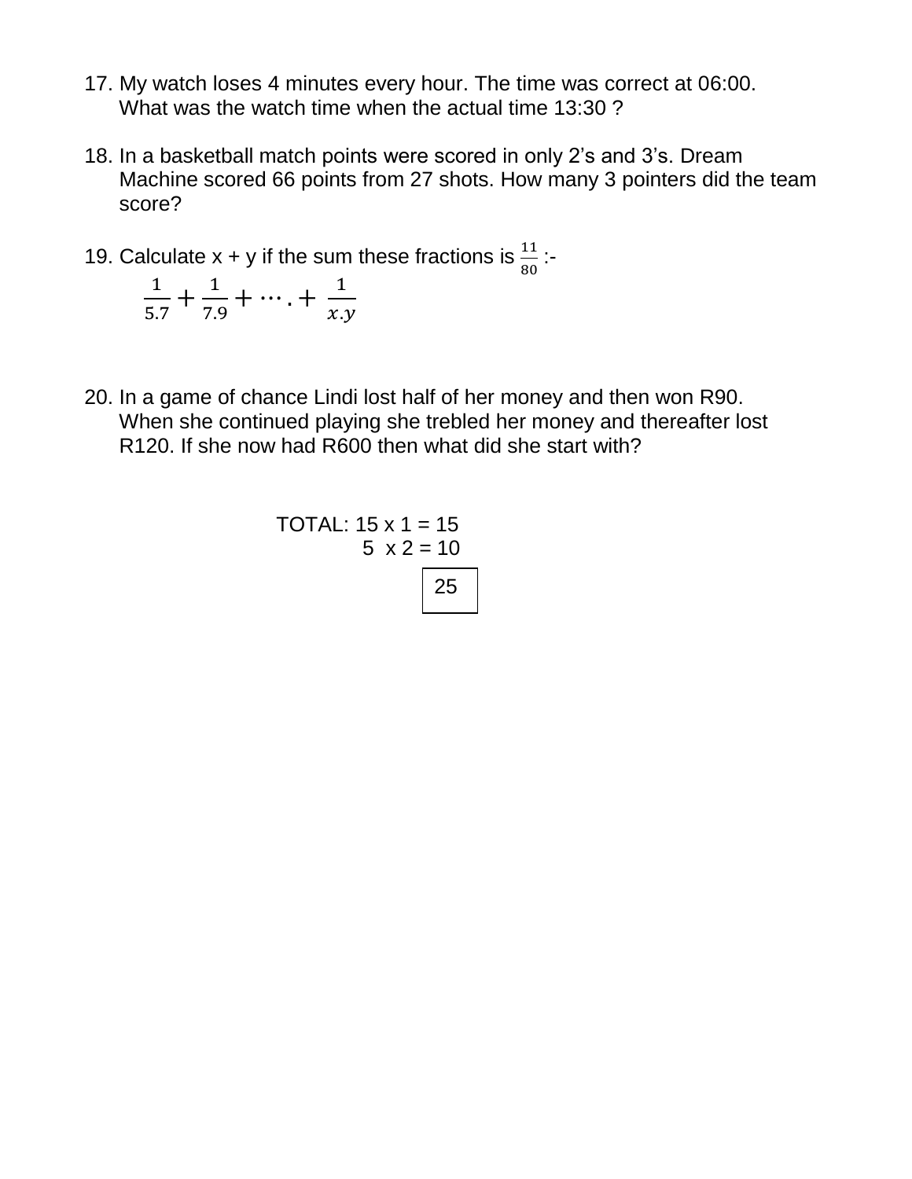17. My watch loses 4 minutes every hour. The time was correct at 06:00. What was the watch time when the actual time 13:30 ?

18. In a basketball match points were scored in only 2's and 3's. Dream Machine scored 66 points from 27 shots. How many 3 pointers did the team score?

19. Calculate x + y if the sum these fractions is $\frac{11}{80}$ :-

$$\frac{1}{5.7} + \frac{1}{7.9} + \cdots . + \frac{1}{x.y}$$

20. In a game of chance Lindi lost half of her money and then won R90. When she continued playing she trebled her money and thereafter lost R120. If she now had R600 then what did she start with?

TOTAL: 15 x 1 = 15
5 x 2 = 10

| 25 |
|---|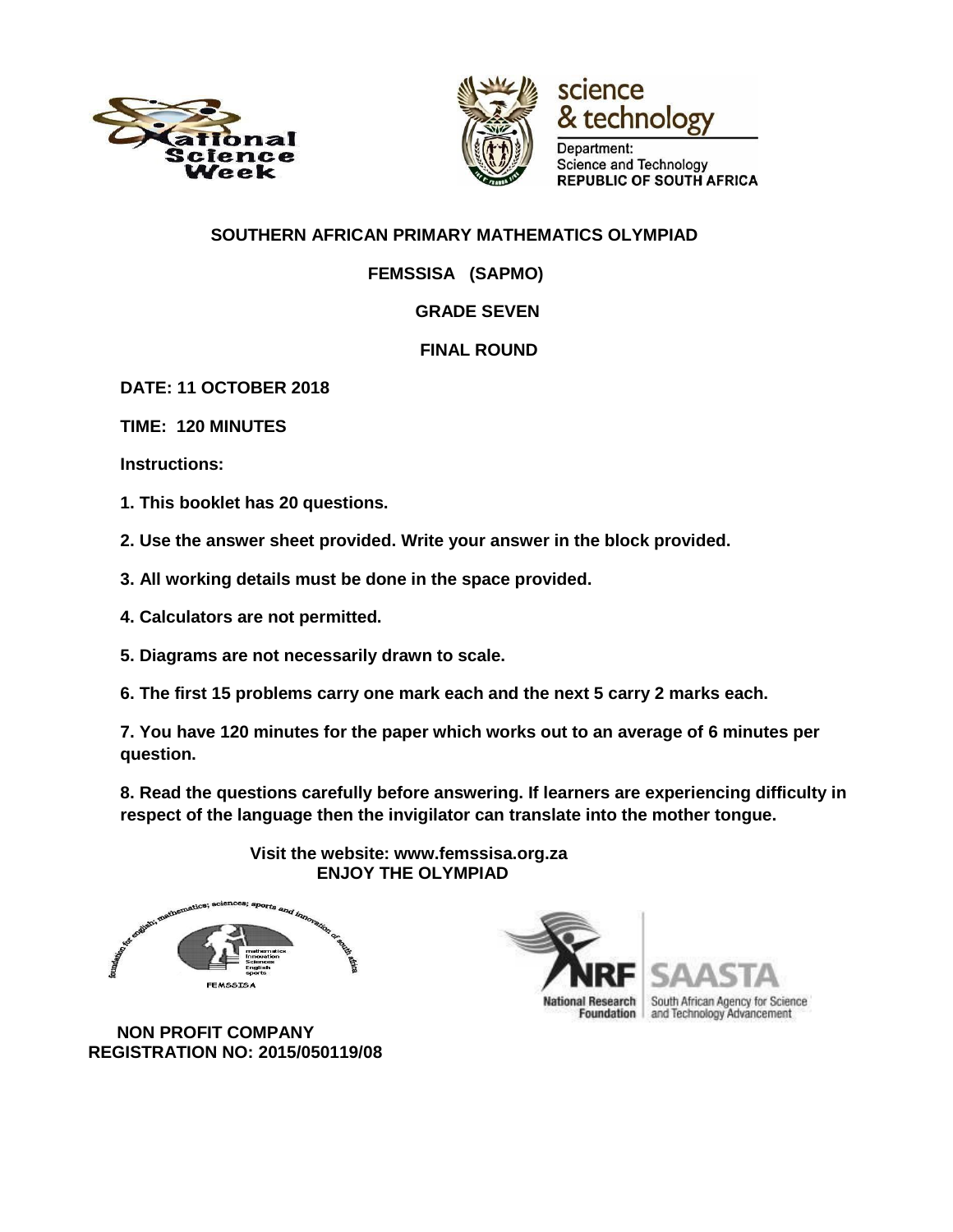**SOUTHERN AFRICAN PRIMARY MATHEMATICS OLYMPIAD**

**FEMSSISA (SAPMO)**

**GRADE SEVEN**

**FINAL ROUND**

**DATE: 11 OCTOBER 2018**

**TIME: 120 MINUTES**

**Instructions:**

**1. This booklet has 20 questions.**

**2. Use the answer sheet provided. Write your answer in the block provided.**

**3. All working details must be done in the space provided.**

**4. Calculators are not permitted.**

**5. Diagrams are not necessarily drawn to scale.**

**6. The first 15 problems carry one mark each and the next 5 carry 2 marks each.**

**7. You have 120 minutes for the paper which works out to an average of 6 minutes per question.**

**8. Read the questions carefully before answering. If learners are experiencing difficulty in respect of the language then the invigilator can translate into the mother tongue.**

**Visit the website: www.femssisa.org.za**
**ENJOY THE OLYMPIAD**

**NON PROFIT COMPANY**
**REGISTRATION NO: 2015/050119/08**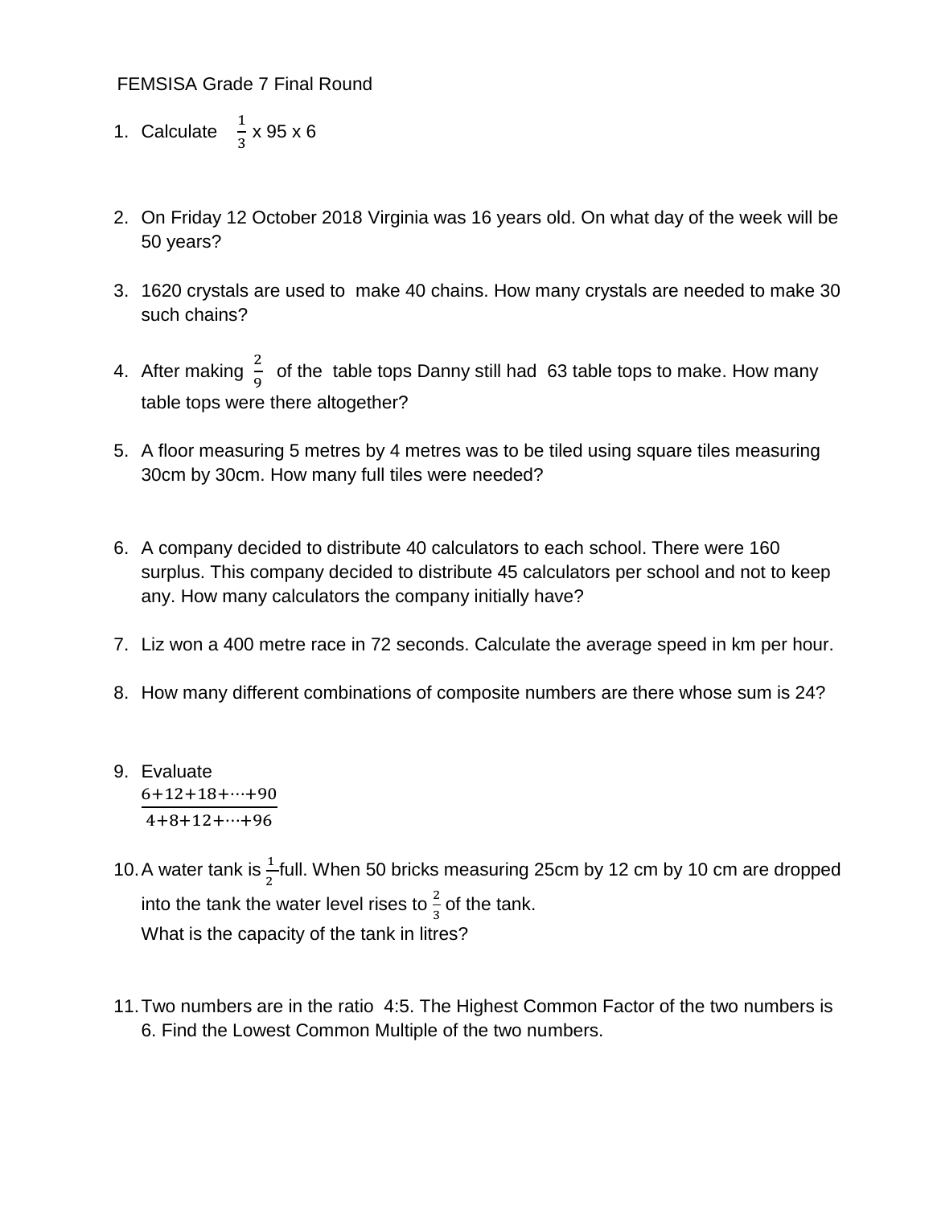FEMSISA Grade 7 Final Round

1. Calculate $\frac{1}{3}$ x 95 x 6

2. On Friday 12 October 2018 Virginia was 16 years old. On what day of the week will be 50 years?

3. 1620 crystals are used to make 40 chains. How many crystals are needed to make 30 such chains?

4. After making $\frac{2}{9}$ of the table tops Danny still had 63 table tops to make. How many table tops were there altogether?

5. A floor measuring 5 metres by 4 metres was to be tiled using square tiles measuring 30cm by 30cm. How many full tiles were needed?

6. A company decided to distribute 40 calculators to each school. There were 160 surplus. This company decided to distribute 45 calculators per school and not to keep any. How many calculators the company initially have?

7. Liz won a 400 metre race in 72 seconds. Calculate the average speed in km per hour.

8. How many different combinations of composite numbers are there whose sum is 24?

9. Evaluate
$$\frac{6+12+18+\cdots+90}{4+8+12+\cdots+96}$$

10. A water tank is $\frac{1}{2}$ full. When 50 bricks measuring 25cm by 12 cm by 10 cm are dropped into the tank the water level rises to $\frac{2}{3}$ of the tank.
What is the capacity of the tank in litres?

11. Two numbers are in the ratio 4:5. The Highest Common Factor of the two numbers is 6. Find the Lowest Common Multiple of the two numbers.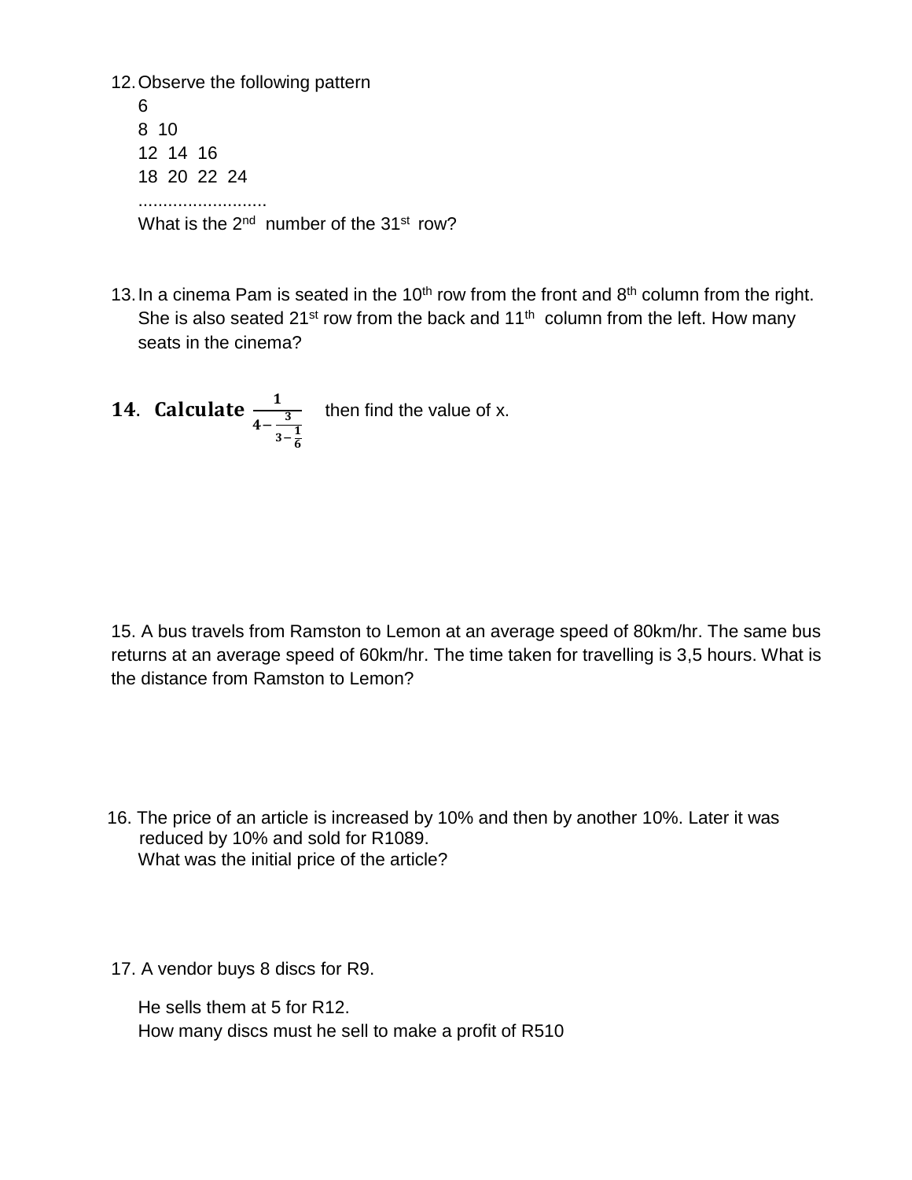12. Observe the following pattern

    6

    8  10

    12  14  16

    18  20  22  24

    ..........................

    What is the 2nd number of the 31st row?

13. In a cinema Pam is seated in the 10th row from the front and 8th column from the right. She is also seated 21st row from the back and 11th column from the left. How many seats in the cinema?

**14. Calculate** $\frac{1}{4-\frac{3}{3-\frac{1}{6}}}$ then find the value of x.

15. A bus travels from Ramston to Lemon at an average speed of 80km/hr. The same bus returns at an average speed of 60km/hr. The time taken for travelling is 3,5 hours. What is the distance from Ramston to Lemon?

16. The price of an article is increased by 10% and then by another 10%. Later it was reduced by 10% and sold for R1089.

    What was the initial price of the article?

17. A vendor buys 8 discs for R9.

    He sells them at 5 for R12.

    How many discs must he sell to make a profit of R510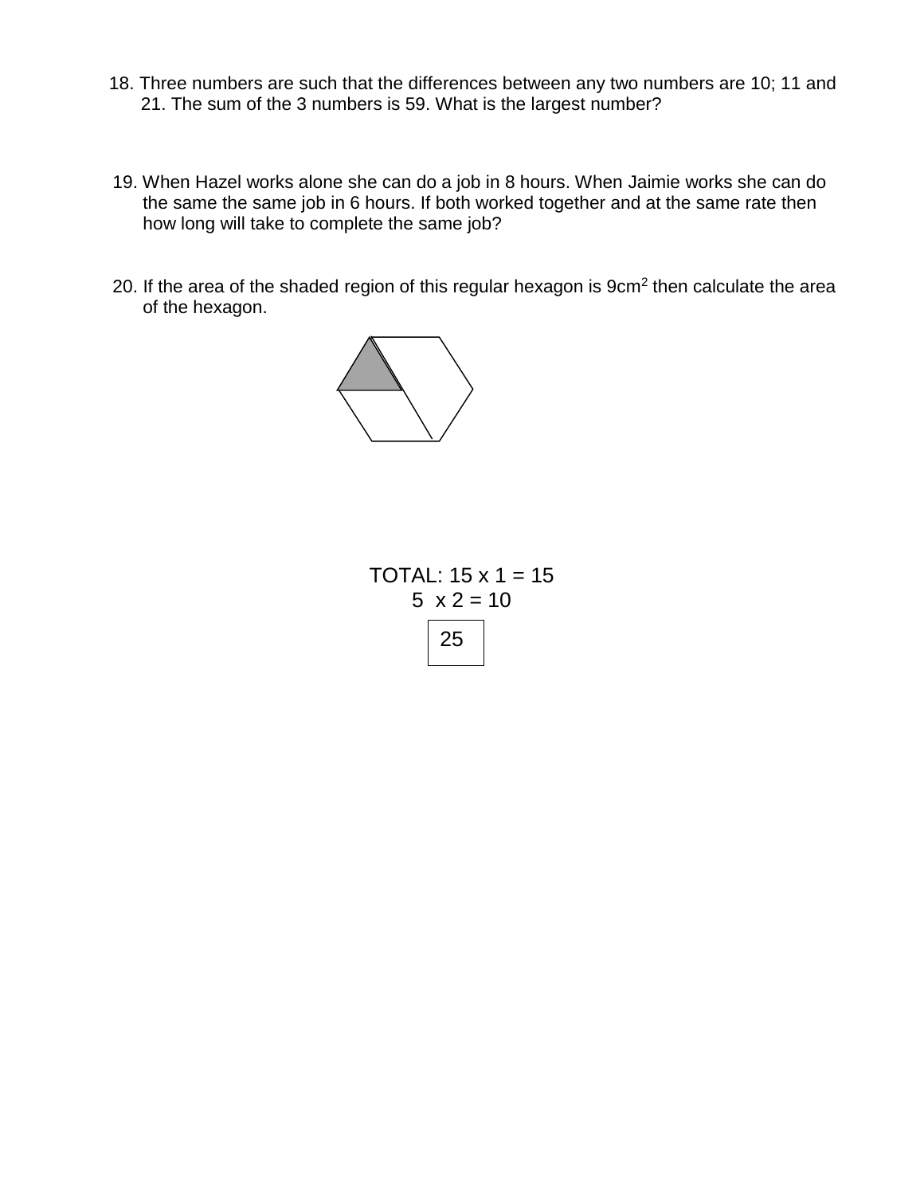18. Three numbers are such that the differences between any two numbers are 10; 11 and 21. The sum of the 3 numbers is 59. What is the largest number?

19. When Hazel works alone she can do a job in 8 hours. When Jaimie works she can do the same the same job in 6 hours. If both worked together and at the same rate then how long will take to complete the same job?

20. If the area of the shaded region of this regular hexagon is $9cm^2$ then calculate the area of the hexagon.

TOTAL: $15 \times 1 = 15$

$5 \times 2 = 10$

| 25 |
|---|